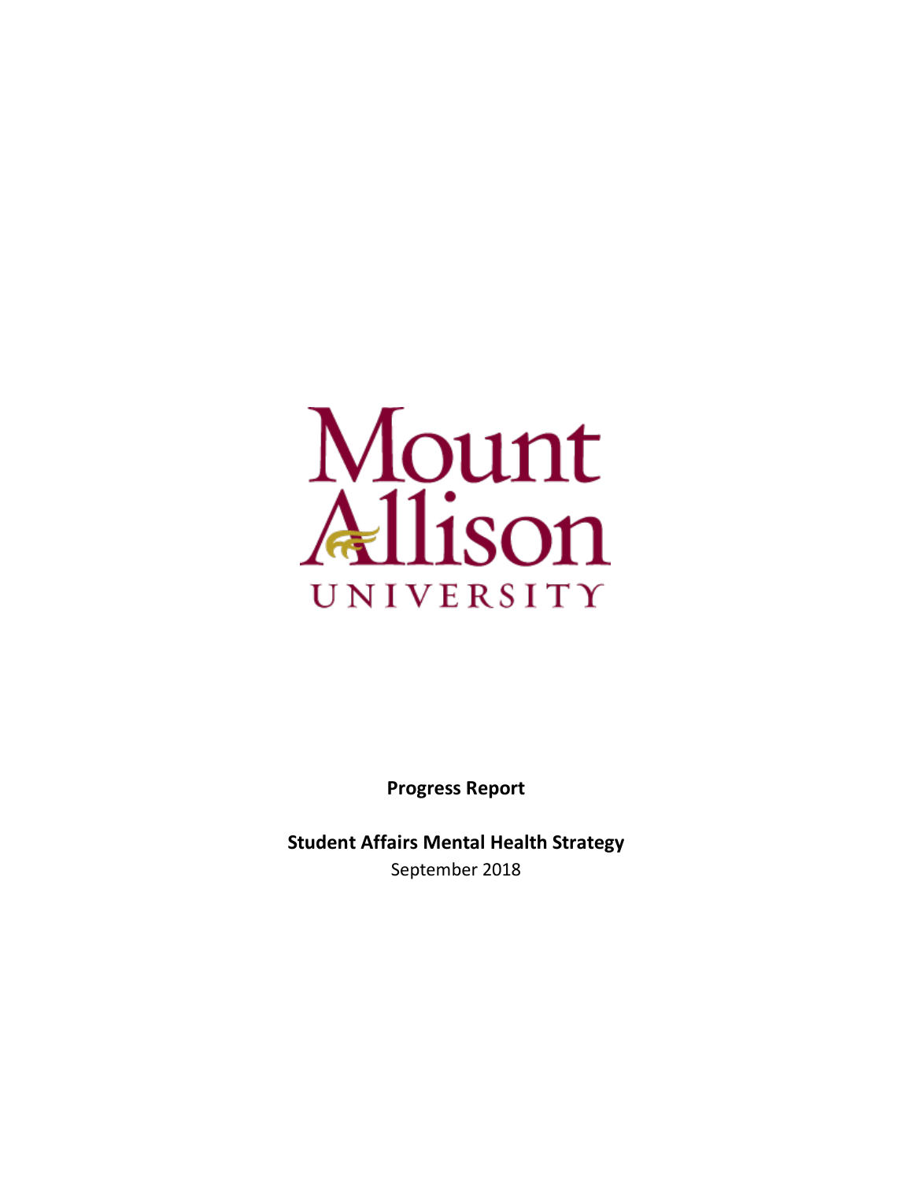Mount Allison UNIVERSITY

**Progress Report**

**Student Affairs Mental Health Strategy**

September 2018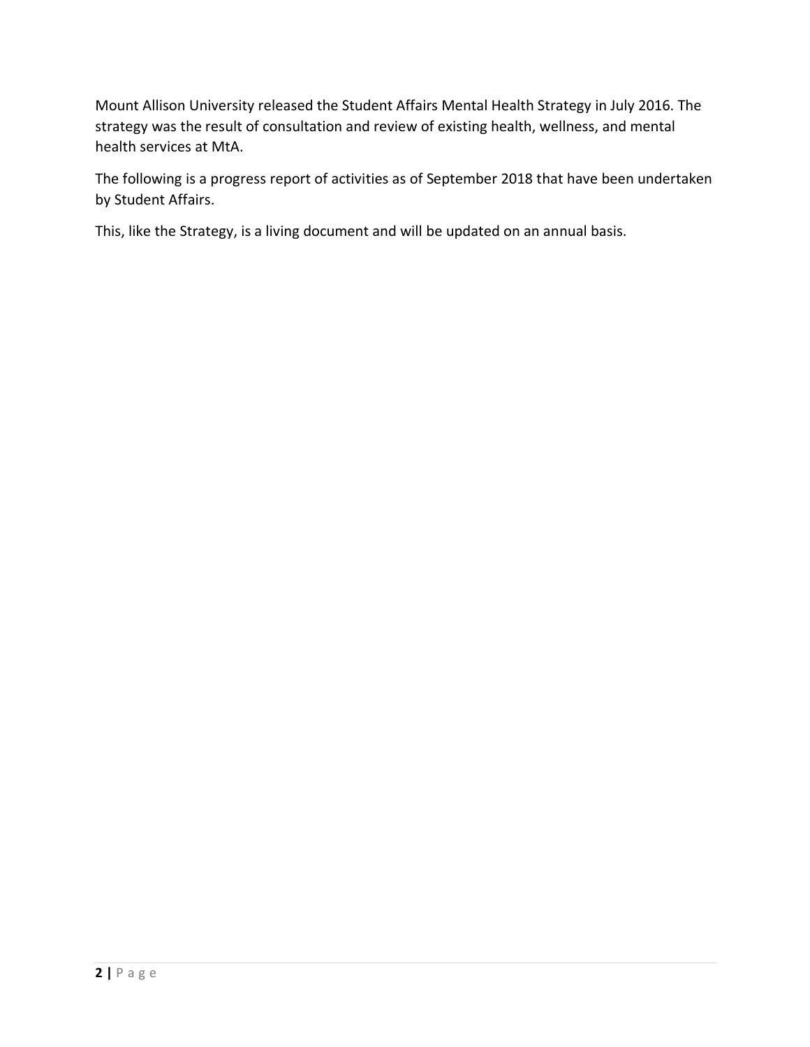Mount Allison University released the Student Affairs Mental Health Strategy in July 2016. The strategy was the result of consultation and review of existing health, wellness, and mental health services at MtA.

The following is a progress report of activities as of September 2018 that have been undertaken by Student Affairs.

This, like the Strategy, is a living document and will be updated on an annual basis.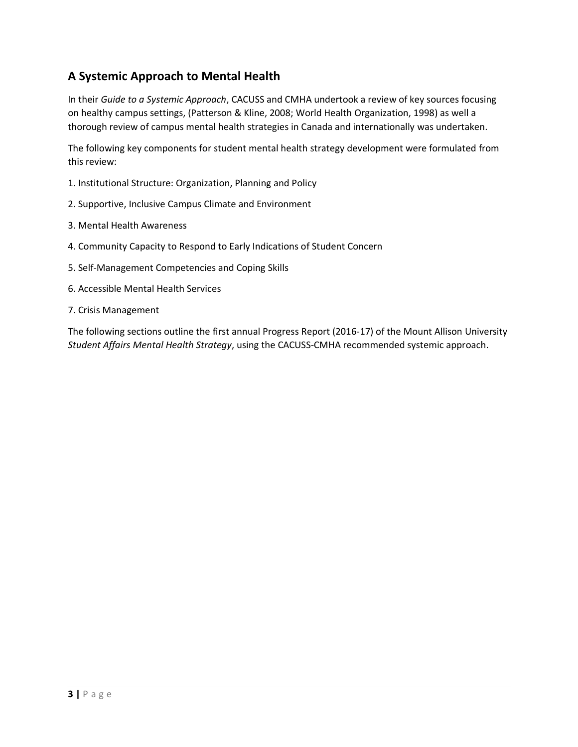## A Systemic Approach to Mental Health

In their *Guide to a Systemic Approach*, CACUSS and CMHA undertook a review of key sources focusing on healthy campus settings, (Patterson & Kline, 2008; World Health Organization, 1998) as well a thorough review of campus mental health strategies in Canada and internationally was undertaken.

The following key components for student mental health strategy development were formulated from this review:

1. Institutional Structure: Organization, Planning and Policy
2. Supportive, Inclusive Campus Climate and Environment
3. Mental Health Awareness
4. Community Capacity to Respond to Early Indications of Student Concern
5. Self-Management Competencies and Coping Skills
6. Accessible Mental Health Services
7. Crisis Management

The following sections outline the first annual Progress Report (2016-17) of the Mount Allison University *Student Affairs Mental Health Strategy*, using the CACUSS-CMHA recommended systemic approach.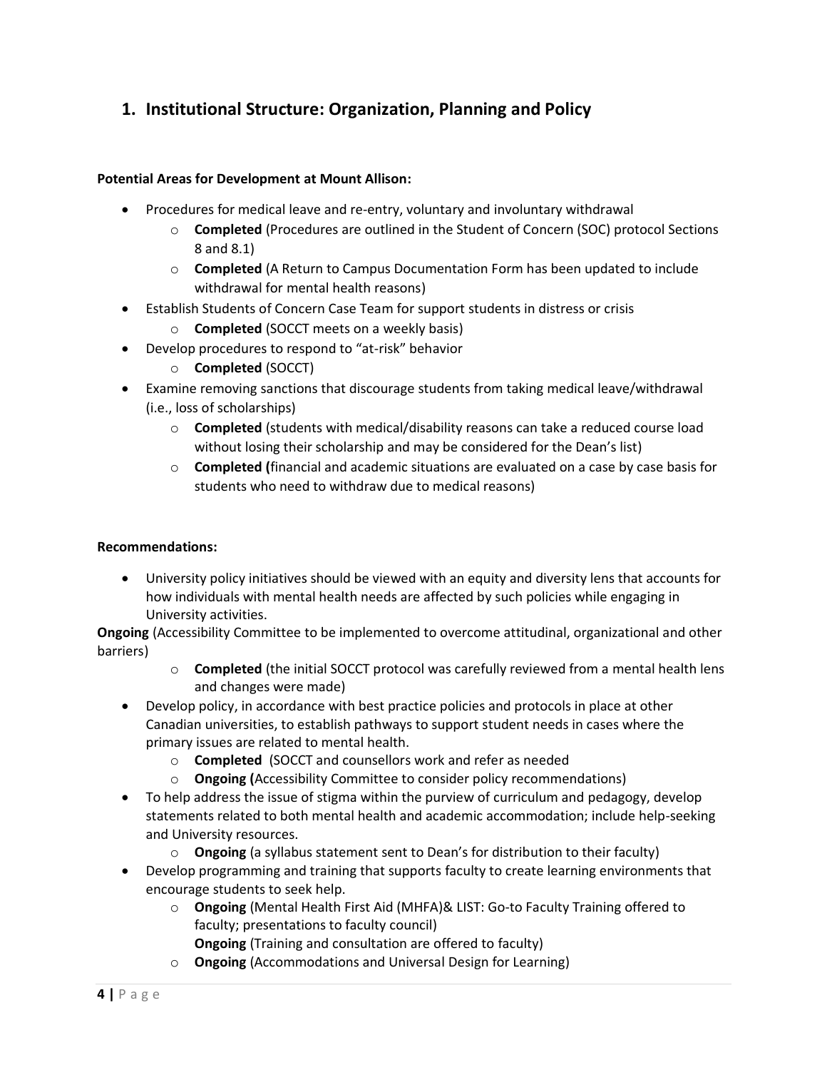## 1. Institutional Structure: Organization, Planning and Policy

**Potential Areas for Development at Mount Allison:**

- Procedures for medical leave and re-entry, voluntary and involuntary withdrawal
  - **Completed** (Procedures are outlined in the Student of Concern (SOC) protocol Sections 8 and 8.1)
  - **Completed** (A Return to Campus Documentation Form has been updated to include withdrawal for mental health reasons)
- Establish Students of Concern Case Team for support students in distress or crisis
  - **Completed** (SOCCT meets on a weekly basis)
- Develop procedures to respond to "at-risk" behavior
  - **Completed** (SOCCT)
- Examine removing sanctions that discourage students from taking medical leave/withdrawal (i.e., loss of scholarships)
  - **Completed** (students with medical/disability reasons can take a reduced course load without losing their scholarship and may be considered for the Dean's list)
  - **Completed (**financial and academic situations are evaluated on a case by case basis for students who need to withdraw due to medical reasons)

**Recommendations:**

- University policy initiatives should be viewed with an equity and diversity lens that accounts for how individuals with mental health needs are affected by such policies while engaging in University activities.

**Ongoing** (Accessibility Committee to be implemented to overcome attitudinal, organizational and other barriers)

  - **Completed** (the initial SOCCT protocol was carefully reviewed from a mental health lens and changes were made)
- Develop policy, in accordance with best practice policies and protocols in place at other Canadian universities, to establish pathways to support student needs in cases where the primary issues are related to mental health.
  - **Completed** (SOCCT and counsellors work and refer as needed
  - **Ongoing (**Accessibility Committee to consider policy recommendations)
- To help address the issue of stigma within the purview of curriculum and pedagogy, develop statements related to both mental health and academic accommodation; include help-seeking and University resources.
  - **Ongoing** (a syllabus statement sent to Dean's for distribution to their faculty)
- Develop programming and training that supports faculty to create learning environments that encourage students to seek help.
  - **Ongoing** (Mental Health First Aid (MHFA)& LIST: Go-to Faculty Training offered to faculty; presentations to faculty council)
    **Ongoing** (Training and consultation are offered to faculty)
  - **Ongoing** (Accommodations and Universal Design for Learning)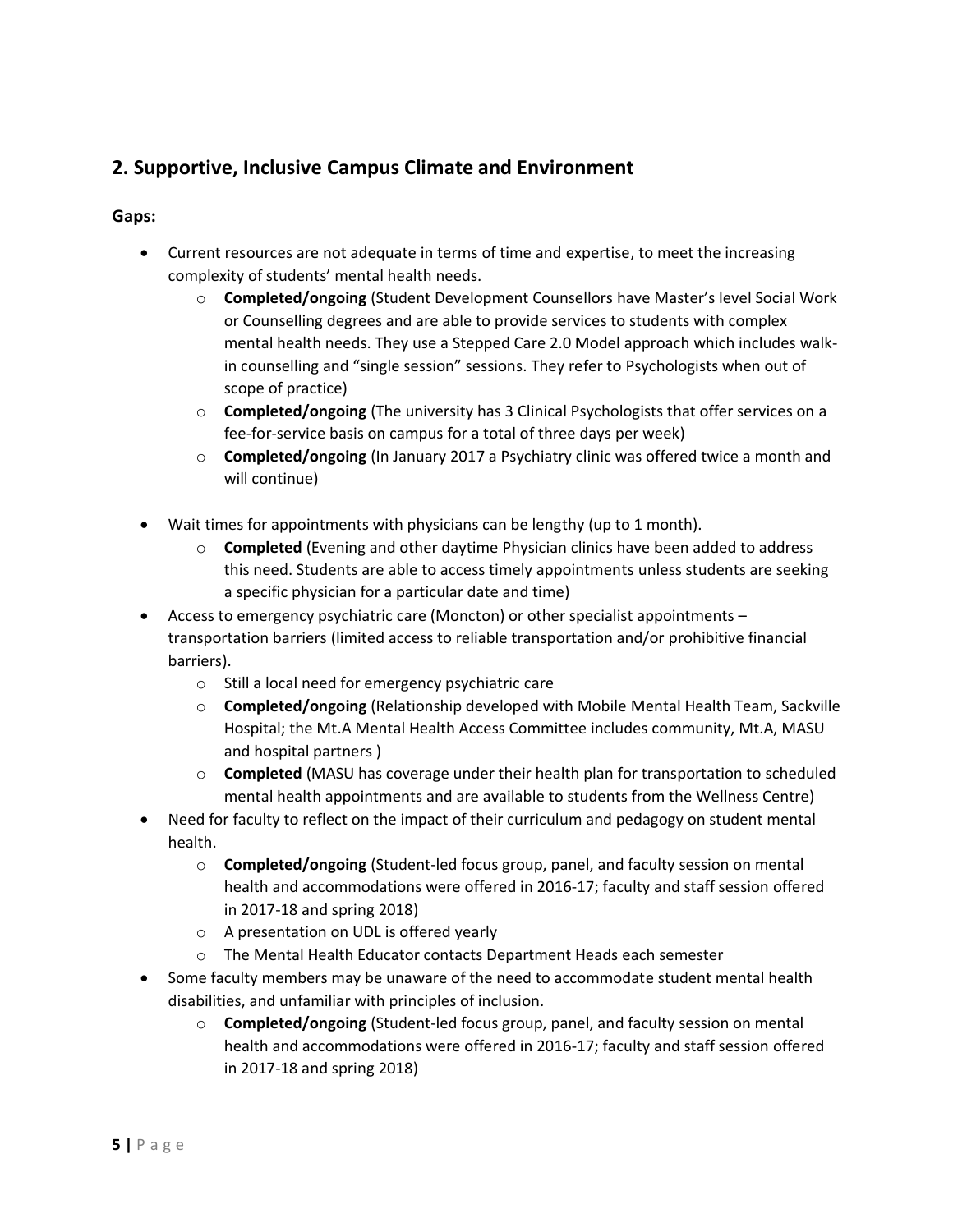## 2. Supportive, Inclusive Campus Climate and Environment

### Gaps:

- Current resources are not adequate in terms of time and expertise, to meet the increasing complexity of students' mental health needs.
    - **Completed/ongoing** (Student Development Counsellors have Master's level Social Work or Counselling degrees and are able to provide services to students with complex mental health needs. They use a Stepped Care 2.0 Model approach which includes walk-in counselling and "single session" sessions. They refer to Psychologists when out of scope of practice)
    - **Completed/ongoing** (The university has 3 Clinical Psychologists that offer services on a fee-for-service basis on campus for a total of three days per week)
    - **Completed/ongoing** (In January 2017 a Psychiatry clinic was offered twice a month and will continue)
- Wait times for appointments with physicians can be lengthy (up to 1 month).
    - **Completed** (Evening and other daytime Physician clinics have been added to address this need. Students are able to access timely appointments unless students are seeking a specific physician for a particular date and time)
- Access to emergency psychiatric care (Moncton) or other specialist appointments – transportation barriers (limited access to reliable transportation and/or prohibitive financial barriers).
    - Still a local need for emergency psychiatric care
    - **Completed/ongoing** (Relationship developed with Mobile Mental Health Team, Sackville Hospital; the Mt.A Mental Health Access Committee includes community, Mt.A, MASU and hospital partners )
    - **Completed** (MASU has coverage under their health plan for transportation to scheduled mental health appointments and are available to students from the Wellness Centre)
- Need for faculty to reflect on the impact of their curriculum and pedagogy on student mental health.
    - **Completed/ongoing** (Student-led focus group, panel, and faculty session on mental health and accommodations were offered in 2016-17; faculty and staff session offered in 2017-18 and spring 2018)
    - A presentation on UDL is offered yearly
    - The Mental Health Educator contacts Department Heads each semester
- Some faculty members may be unaware of the need to accommodate student mental health disabilities, and unfamiliar with principles of inclusion.
    - **Completed/ongoing** (Student-led focus group, panel, and faculty session on mental health and accommodations were offered in 2016-17; faculty and staff session offered in 2017-18 and spring 2018)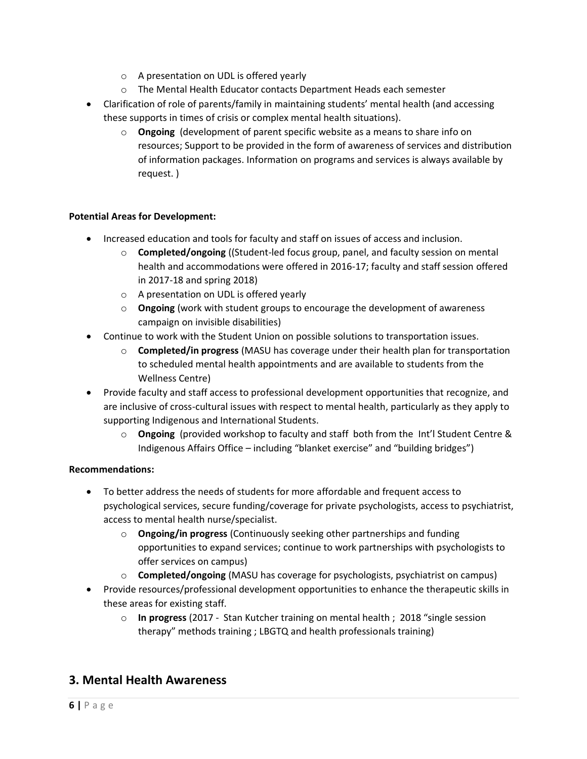- A presentation on UDL is offered yearly
  - The Mental Health Educator contacts Department Heads each semester
- Clarification of role of parents/family in maintaining students' mental health (and accessing these supports in times of crisis or complex mental health situations).
  - **Ongoing** (development of parent specific website as a means to share info on resources; Support to be provided in the form of awareness of services and distribution of information packages. Information on programs and services is always available by request. )

**Potential Areas for Development:**

- Increased education and tools for faculty and staff on issues of access and inclusion.
  - **Completed/ongoing** ((Student-led focus group, panel, and faculty session on mental health and accommodations were offered in 2016-17; faculty and staff session offered in 2017-18 and spring 2018)
  - A presentation on UDL is offered yearly
  - **Ongoing** (work with student groups to encourage the development of awareness campaign on invisible disabilities)
- Continue to work with the Student Union on possible solutions to transportation issues.
  - **Completed/in progress** (MASU has coverage under their health plan for transportation to scheduled mental health appointments and are available to students from the Wellness Centre)
- Provide faculty and staff access to professional development opportunities that recognize, and are inclusive of cross-cultural issues with respect to mental health, particularly as they apply to supporting Indigenous and International Students.
  - **Ongoing** (provided workshop to faculty and staff both from the Int'l Student Centre & Indigenous Affairs Office – including "blanket exercise" and "building bridges")

**Recommendations:**

- To better address the needs of students for more affordable and frequent access to psychological services, secure funding/coverage for private psychologists, access to psychiatrist, access to mental health nurse/specialist.
  - **Ongoing/in progress** (Continuously seeking other partnerships and funding opportunities to expand services; continue to work partnerships with psychologists to offer services on campus)
  - **Completed/ongoing** (MASU has coverage for psychologists, psychiatrist on campus)
- Provide resources/professional development opportunities to enhance the therapeutic skills in these areas for existing staff.
  - **In progress** (2017 - Stan Kutcher training on mental health ; 2018 "single session therapy" methods training ; LBGTQ and health professionals training)

## 3. Mental Health Awareness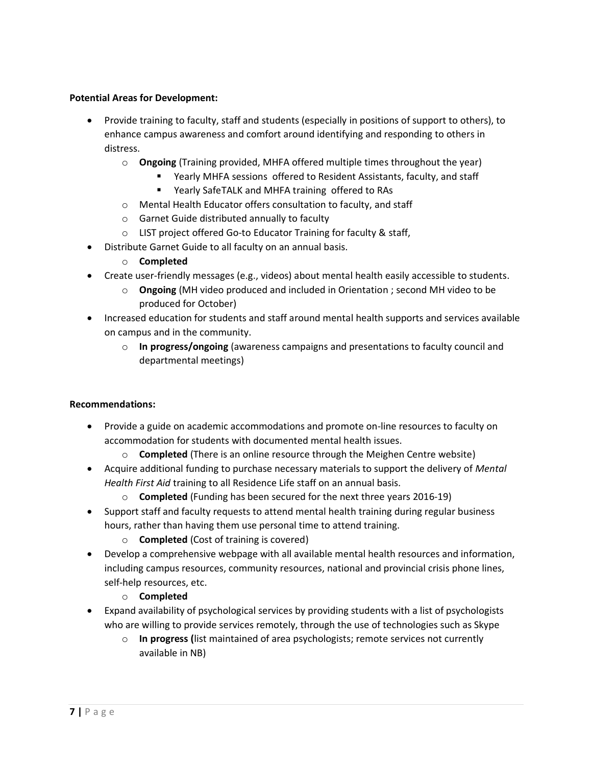**Potential Areas for Development:**

- Provide training to faculty, staff and students (especially in positions of support to others), to enhance campus awareness and comfort around identifying and responding to others in distress.
    - **Ongoing** (Training provided, MHFA offered multiple times throughout the year)
        - Yearly MHFA sessions offered to Resident Assistants, faculty, and staff
        - Yearly SafeTALK and MHFA training offered to RAs
    - Mental Health Educator offers consultation to faculty, and staff
    - Garnet Guide distributed annually to faculty
    - LIST project offered Go-to Educator Training for faculty & staff,
- Distribute Garnet Guide to all faculty on an annual basis.
    - **Completed**
- Create user-friendly messages (e.g., videos) about mental health easily accessible to students.
    - **Ongoing** (MH video produced and included in Orientation ; second MH video to be produced for October)
- Increased education for students and staff around mental health supports and services available on campus and in the community.
    - **In progress/ongoing** (awareness campaigns and presentations to faculty council and departmental meetings)

**Recommendations:**

- Provide a guide on academic accommodations and promote on-line resources to faculty on accommodation for students with documented mental health issues.
    - **Completed** (There is an online resource through the Meighen Centre website)
- Acquire additional funding to purchase necessary materials to support the delivery of *Mental Health First Aid* training to all Residence Life staff on an annual basis.
    - **Completed** (Funding has been secured for the next three years 2016-19)
- Support staff and faculty requests to attend mental health training during regular business hours, rather than having them use personal time to attend training.
    - **Completed** (Cost of training is covered)
- Develop a comprehensive webpage with all available mental health resources and information, including campus resources, community resources, national and provincial crisis phone lines, self-help resources, etc.
    - **Completed**
- Expand availability of psychological services by providing students with a list of psychologists who are willing to provide services remotely, through the use of technologies such as Skype
    - **In progress (**list maintained of area psychologists; remote services not currently available in NB)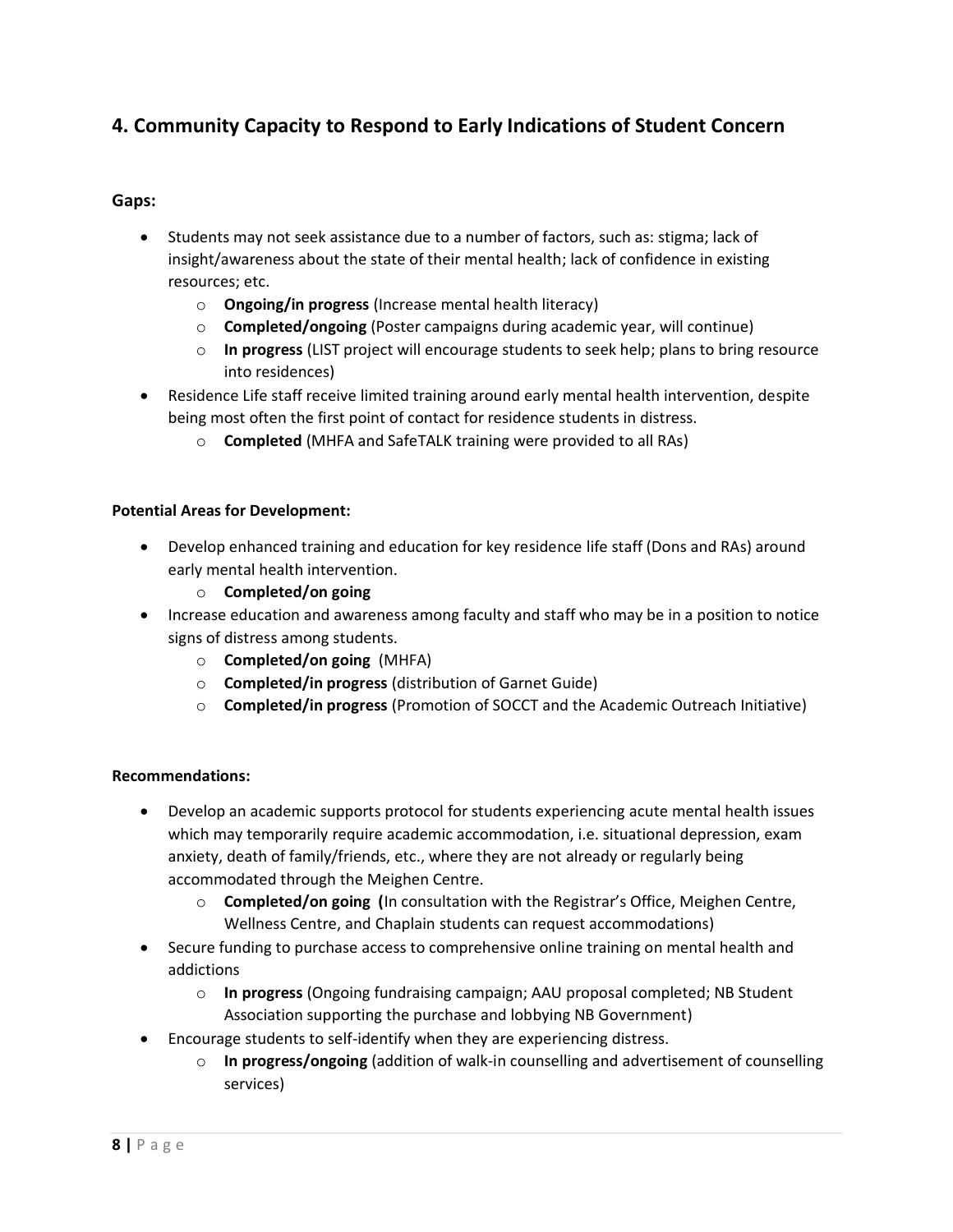## 4. Community Capacity to Respond to Early Indications of Student Concern

### Gaps:

- Students may not seek assistance due to a number of factors, such as: stigma; lack of insight/awareness about the state of their mental health; lack of confidence in existing resources; etc.
  - **Ongoing/in progress** (Increase mental health literacy)
  - **Completed/ongoing** (Poster campaigns during academic year, will continue)
  - **In progress** (LIST project will encourage students to seek help; plans to bring resource into residences)
- Residence Life staff receive limited training around early mental health intervention, despite being most often the first point of contact for residence students in distress.
  - **Completed** (MHFA and SafeTALK training were provided to all RAs)

**Potential Areas for Development:**

- Develop enhanced training and education for key residence life staff (Dons and RAs) around early mental health intervention.
  - **Completed/on going**
- Increase education and awareness among faculty and staff who may be in a position to notice signs of distress among students.
  - **Completed/on going** (MHFA)
  - **Completed/in progress** (distribution of Garnet Guide)
  - **Completed/in progress** (Promotion of SOCCT and the Academic Outreach Initiative)

**Recommendations:**

- Develop an academic supports protocol for students experiencing acute mental health issues which may temporarily require academic accommodation, i.e. situational depression, exam anxiety, death of family/friends, etc., where they are not already or regularly being accommodated through the Meighen Centre.
  - **Completed/on going (**In consultation with the Registrar's Office, Meighen Centre, Wellness Centre, and Chaplain students can request accommodations)
- Secure funding to purchase access to comprehensive online training on mental health and addictions
  - **In progress** (Ongoing fundraising campaign; AAU proposal completed; NB Student Association supporting the purchase and lobbying NB Government)
- Encourage students to self-identify when they are experiencing distress.
  - **In progress/ongoing** (addition of walk-in counselling and advertisement of counselling services)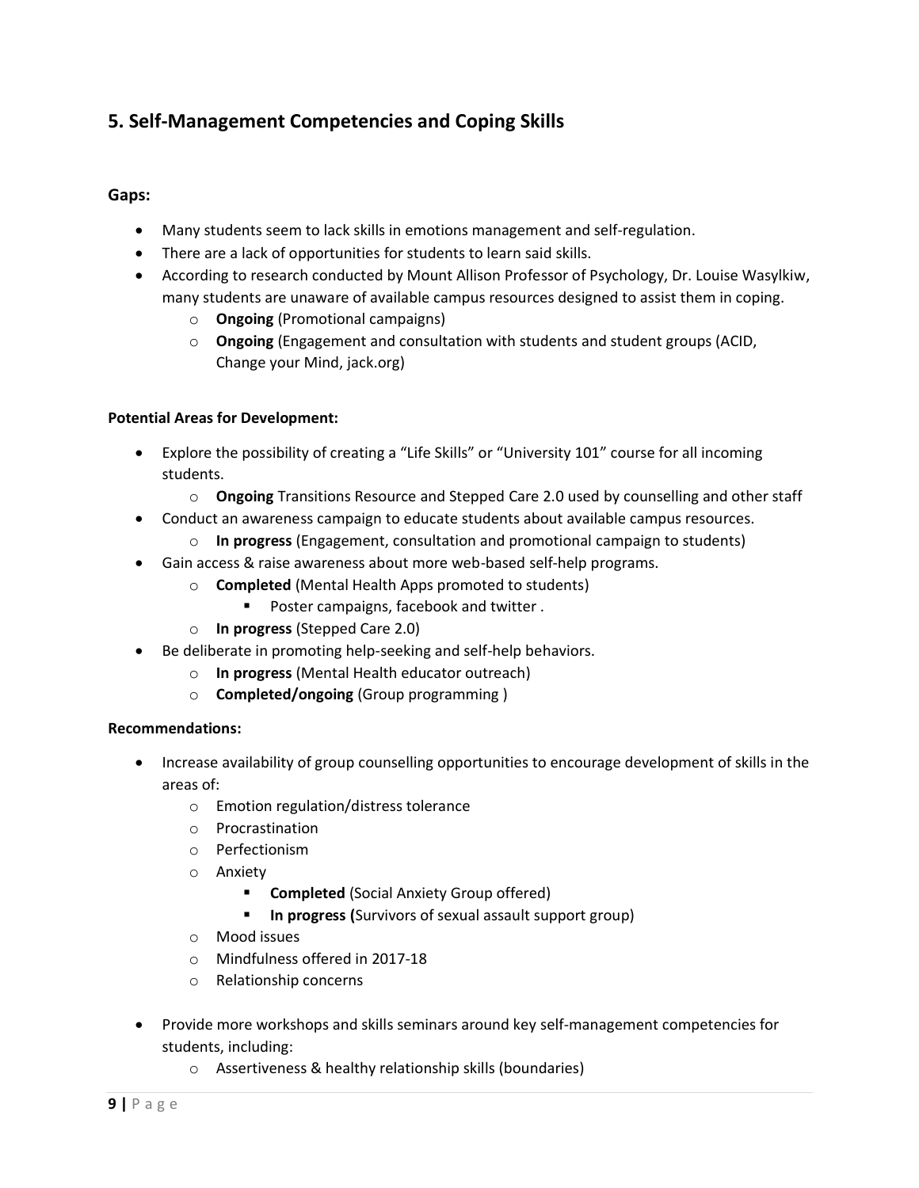## 5. Self-Management Competencies and Coping Skills

### Gaps:

- Many students seem to lack skills in emotions management and self-regulation.
- There are a lack of opportunities for students to learn said skills.
- According to research conducted by Mount Allison Professor of Psychology, Dr. Louise Wasylkiw, many students are unaware of available campus resources designed to assist them in coping.
    - **Ongoing** (Promotional campaigns)
    - **Ongoing** (Engagement and consultation with students and student groups (ACID, Change your Mind, jack.org)

**Potential Areas for Development:**

- Explore the possibility of creating a "Life Skills" or "University 101" course for all incoming students.
    - **Ongoing** Transitions Resource and Stepped Care 2.0 used by counselling and other staff
- Conduct an awareness campaign to educate students about available campus resources.
    - **In progress** (Engagement, consultation and promotional campaign to students)
- Gain access & raise awareness about more web-based self-help programs.
    - **Completed** (Mental Health Apps promoted to students)
        - Poster campaigns, facebook and twitter .
    - **In progress** (Stepped Care 2.0)
- Be deliberate in promoting help-seeking and self-help behaviors.
    - **In progress** (Mental Health educator outreach)
    - **Completed/ongoing** (Group programming )

**Recommendations:**

- Increase availability of group counselling opportunities to encourage development of skills in the areas of:
    - Emotion regulation/distress tolerance
    - Procrastination
    - Perfectionism
    - Anxiety
        - **Completed** (Social Anxiety Group offered)
        - **In progress (**Survivors of sexual assault support group)
    - Mood issues
    - Mindfulness offered in 2017-18
    - Relationship concerns

- Provide more workshops and skills seminars around key self-management competencies for students, including:
    - Assertiveness & healthy relationship skills (boundaries)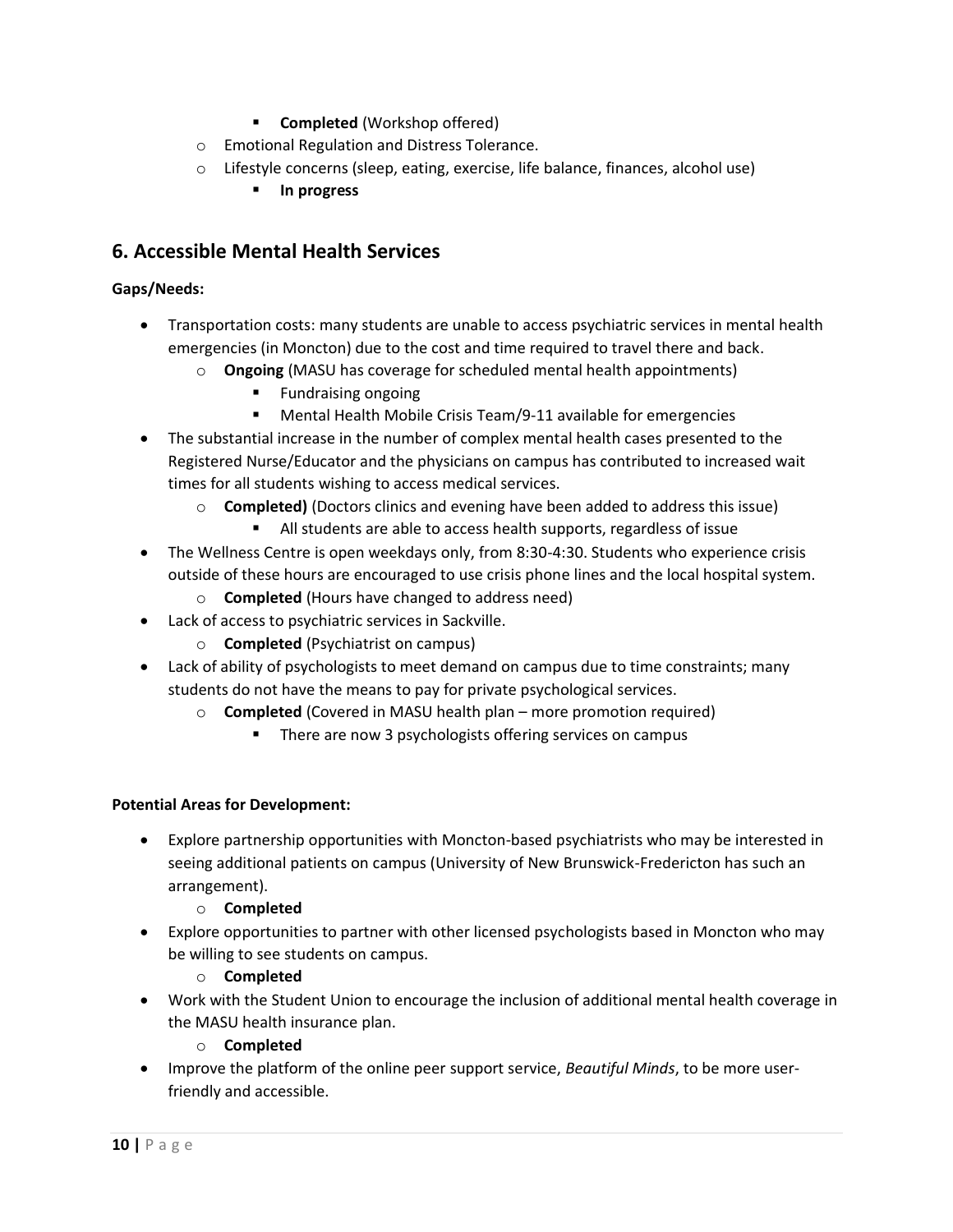- **Completed** (Workshop offered)
    - Emotional Regulation and Distress Tolerance.
    - Lifestyle concerns (sleep, eating, exercise, life balance, finances, alcohol use)
        - **In progress**

## 6. Accessible Mental Health Services

**Gaps/Needs:**

- Transportation costs: many students are unable to access psychiatric services in mental health emergencies (in Moncton) due to the cost and time required to travel there and back.
    - **Ongoing** (MASU has coverage for scheduled mental health appointments)
        - Fundraising ongoing
        - Mental Health Mobile Crisis Team/9-11 available for emergencies
- The substantial increase in the number of complex mental health cases presented to the Registered Nurse/Educator and the physicians on campus has contributed to increased wait times for all students wishing to access medical services.
    - **Completed)** (Doctors clinics and evening have been added to address this issue)
        - All students are able to access health supports, regardless of issue
- The Wellness Centre is open weekdays only, from 8:30-4:30. Students who experience crisis outside of these hours are encouraged to use crisis phone lines and the local hospital system.
    - **Completed** (Hours have changed to address need)
- Lack of access to psychiatric services in Sackville.
    - **Completed** (Psychiatrist on campus)
- Lack of ability of psychologists to meet demand on campus due to time constraints; many students do not have the means to pay for private psychological services.
    - **Completed** (Covered in MASU health plan – more promotion required)
        - There are now 3 psychologists offering services on campus

**Potential Areas for Development:**

- Explore partnership opportunities with Moncton-based psychiatrists who may be interested in seeing additional patients on campus (University of New Brunswick-Fredericton has such an arrangement).
    - **Completed**
- Explore opportunities to partner with other licensed psychologists based in Moncton who may be willing to see students on campus.
    - **Completed**
- Work with the Student Union to encourage the inclusion of additional mental health coverage in the MASU health insurance plan.
    - **Completed**
- Improve the platform of the online peer support service, *Beautiful Minds*, to be more user-friendly and accessible.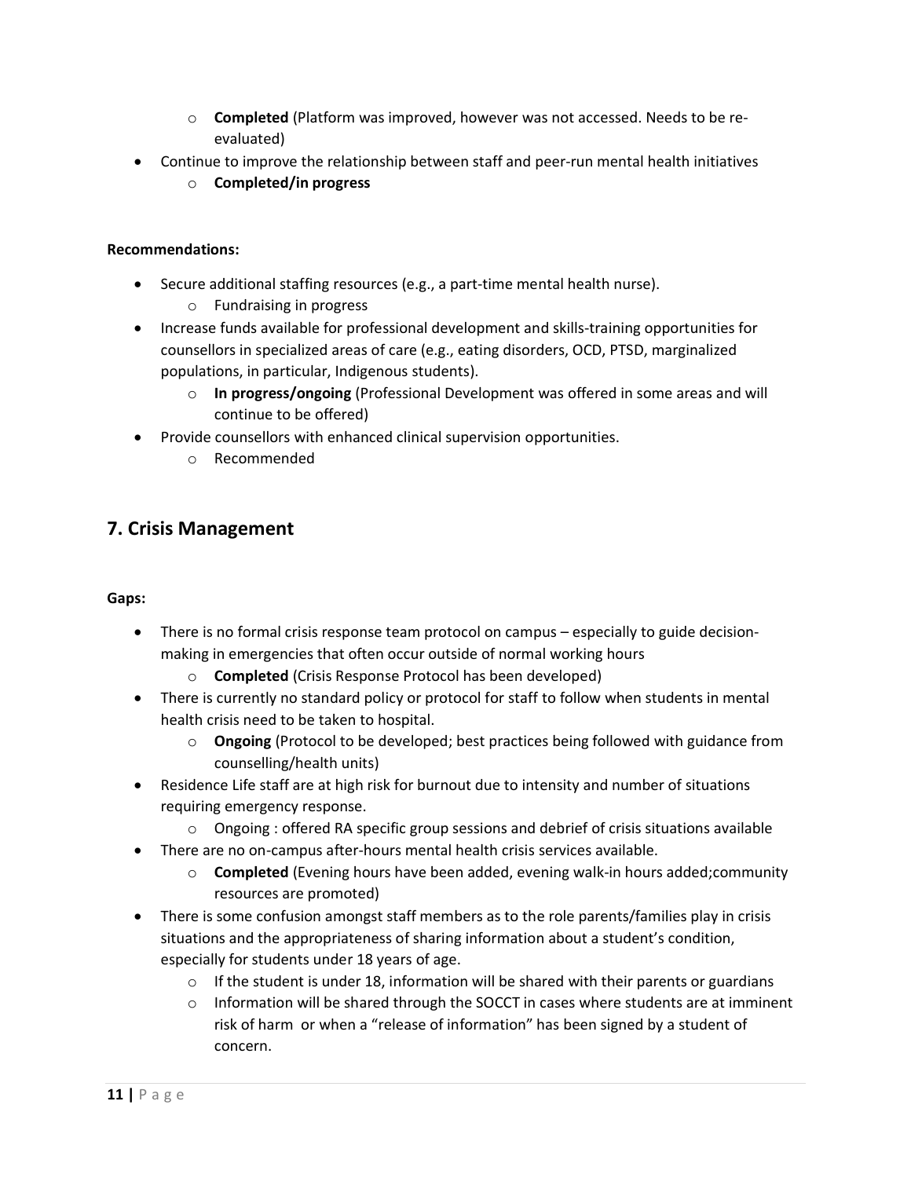- **Completed** (Platform was improved, however was not accessed. Needs to be re-evaluated)
- Continue to improve the relationship between staff and peer-run mental health initiatives
  - **Completed/in progress**

**Recommendations:**

- Secure additional staffing resources (e.g., a part-time mental health nurse).
  - Fundraising in progress
- Increase funds available for professional development and skills-training opportunities for counsellors in specialized areas of care (e.g., eating disorders, OCD, PTSD, marginalized populations, in particular, Indigenous students).
  - **In progress/ongoing** (Professional Development was offered in some areas and will continue to be offered)
- Provide counsellors with enhanced clinical supervision opportunities.
  - Recommended

## 7. Crisis Management

**Gaps:**

- There is no formal crisis response team protocol on campus – especially to guide decision-making in emergencies that often occur outside of normal working hours
  - **Completed** (Crisis Response Protocol has been developed)
- There is currently no standard policy or protocol for staff to follow when students in mental health crisis need to be taken to hospital.
  - **Ongoing** (Protocol to be developed; best practices being followed with guidance from counselling/health units)
- Residence Life staff are at high risk for burnout due to intensity and number of situations requiring emergency response.
  - Ongoing : offered RA specific group sessions and debrief of crisis situations available
- There are no on-campus after-hours mental health crisis services available.
  - **Completed** (Evening hours have been added, evening walk-in hours added;community resources are promoted)
- There is some confusion amongst staff members as to the role parents/families play in crisis situations and the appropriateness of sharing information about a student's condition, especially for students under 18 years of age.
  - If the student is under 18, information will be shared with their parents or guardians
  - Information will be shared through the SOCCT in cases where students are at imminent risk of harm or when a "release of information" has been signed by a student of concern.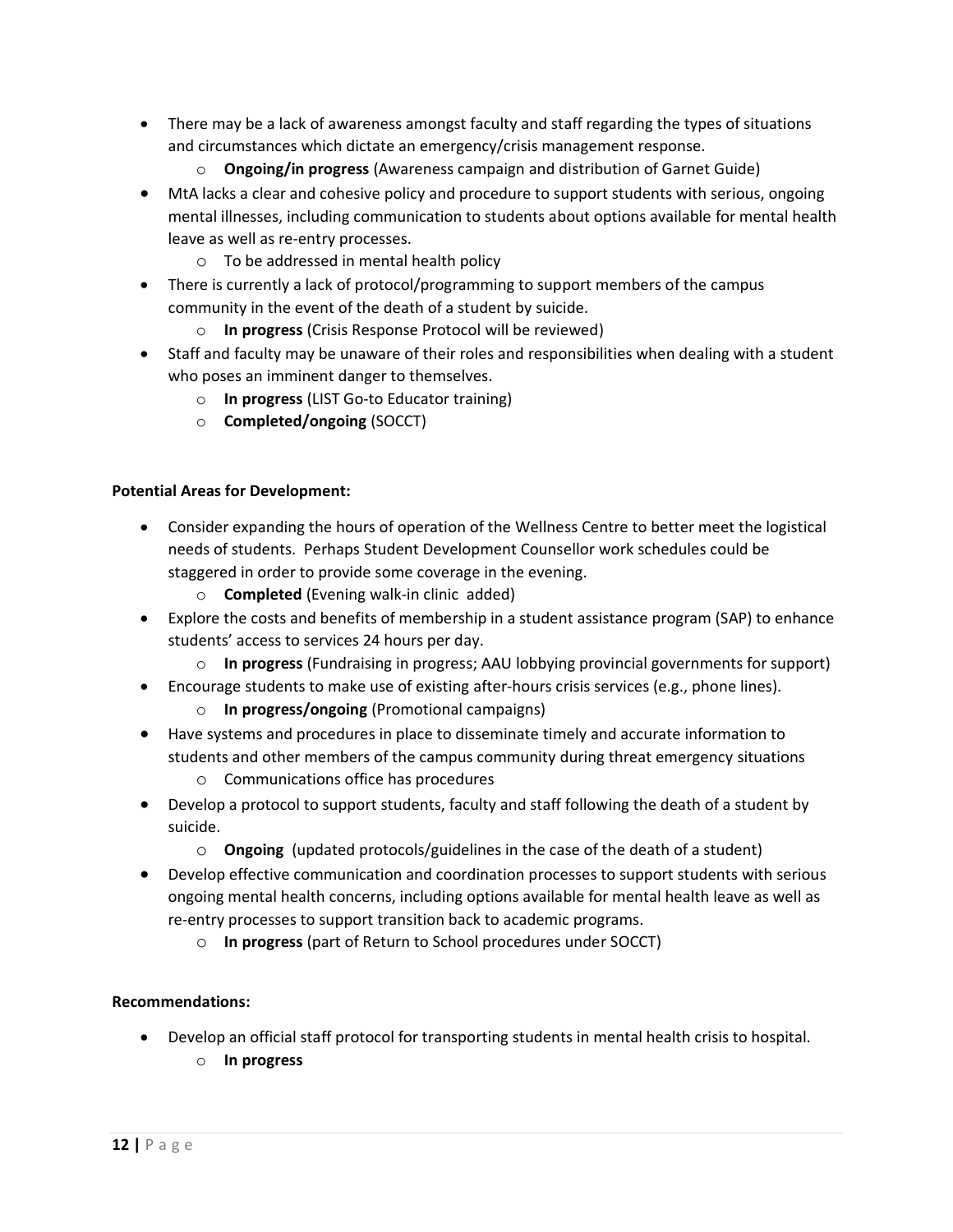- There may be a lack of awareness amongst faculty and staff regarding the types of situations and circumstances which dictate an emergency/crisis management response.
    - **Ongoing/in progress** (Awareness campaign and distribution of Garnet Guide)
- MtA lacks a clear and cohesive policy and procedure to support students with serious, ongoing mental illnesses, including communication to students about options available for mental health leave as well as re-entry processes.
    - To be addressed in mental health policy
- There is currently a lack of protocol/programming to support members of the campus community in the event of the death of a student by suicide.
    - **In progress** (Crisis Response Protocol will be reviewed)
- Staff and faculty may be unaware of their roles and responsibilities when dealing with a student who poses an imminent danger to themselves.
    - **In progress** (LIST Go-to Educator training)
    - **Completed/ongoing** (SOCCT)

**Potential Areas for Development:**

- Consider expanding the hours of operation of the Wellness Centre to better meet the logistical needs of students. Perhaps Student Development Counsellor work schedules could be staggered in order to provide some coverage in the evening.
    - **Completed** (Evening walk-in clinic added)
- Explore the costs and benefits of membership in a student assistance program (SAP) to enhance students' access to services 24 hours per day.
    - **In progress** (Fundraising in progress; AAU lobbying provincial governments for support)
- Encourage students to make use of existing after-hours crisis services (e.g., phone lines).
    - **In progress/ongoing** (Promotional campaigns)
- Have systems and procedures in place to disseminate timely and accurate information to students and other members of the campus community during threat emergency situations
    - Communications office has procedures
- Develop a protocol to support students, faculty and staff following the death of a student by suicide.
    - **Ongoing** (updated protocols/guidelines in the case of the death of a student)
- Develop effective communication and coordination processes to support students with serious ongoing mental health concerns, including options available for mental health leave as well as re-entry processes to support transition back to academic programs.
    - **In progress** (part of Return to School procedures under SOCCT)

**Recommendations:**

- Develop an official staff protocol for transporting students in mental health crisis to hospital.
    - **In progress**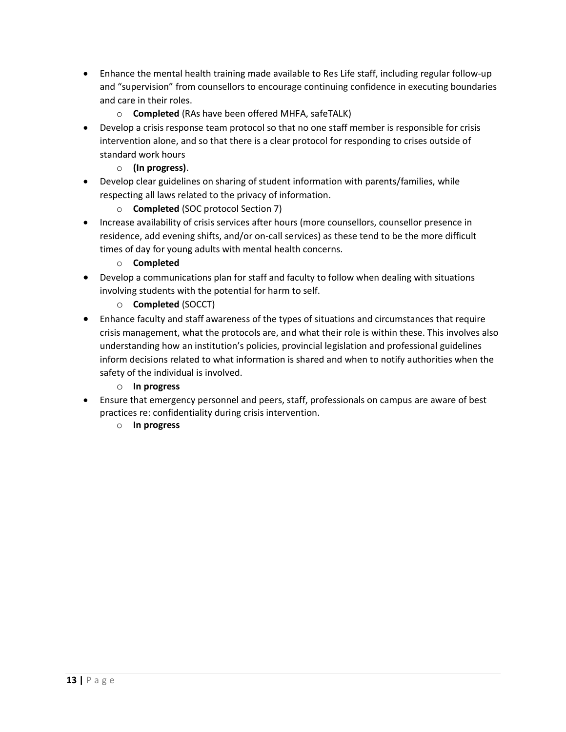- Enhance the mental health training made available to Res Life staff, including regular follow-up and "supervision" from counsellors to encourage continuing confidence in executing boundaries and care in their roles.
  - **Completed** (RAs have been offered MHFA, safeTALK)
- Develop a crisis response team protocol so that no one staff member is responsible for crisis intervention alone, and so that there is a clear protocol for responding to crises outside of standard work hours
  - **(In progress)**.
- Develop clear guidelines on sharing of student information with parents/families, while respecting all laws related to the privacy of information.
  - **Completed** (SOC protocol Section 7)
- Increase availability of crisis services after hours (more counsellors, counsellor presence in residence, add evening shifts, and/or on-call services) as these tend to be the more difficult times of day for young adults with mental health concerns.
  - **Completed**
- Develop a communications plan for staff and faculty to follow when dealing with situations involving students with the potential for harm to self.
  - **Completed** (SOCCT)
- Enhance faculty and staff awareness of the types of situations and circumstances that require crisis management, what the protocols are, and what their role is within these. This involves also understanding how an institution's policies, provincial legislation and professional guidelines inform decisions related to what information is shared and when to notify authorities when the safety of the individual is involved.
  - **In progress**
- Ensure that emergency personnel and peers, staff, professionals on campus are aware of best practices re: confidentiality during crisis intervention.
  - **In progress**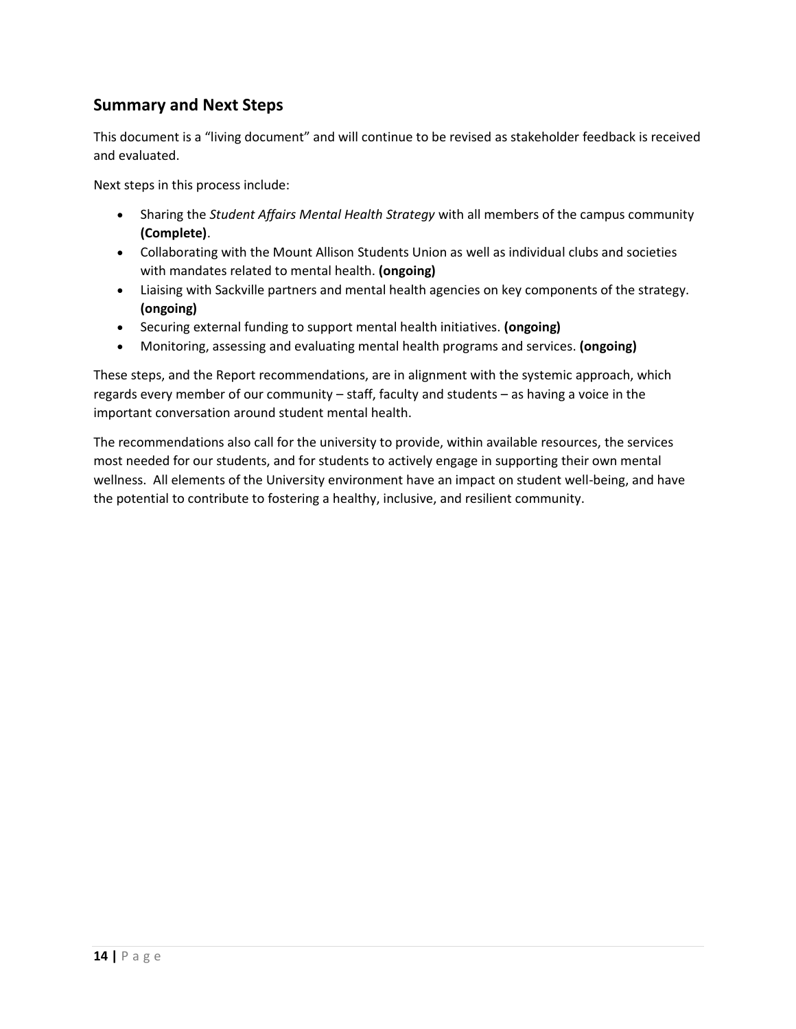## Summary and Next Steps

This document is a "living document" and will continue to be revised as stakeholder feedback is received and evaluated.

Next steps in this process include:

- Sharing the *Student Affairs Mental Health Strategy* with all members of the campus community **(Complete)**.
- Collaborating with the Mount Allison Students Union as well as individual clubs and societies with mandates related to mental health. **(ongoing)**
- Liaising with Sackville partners and mental health agencies on key components of the strategy. **(ongoing)**
- Securing external funding to support mental health initiatives. **(ongoing)**
- Monitoring, assessing and evaluating mental health programs and services. **(ongoing)**

These steps, and the Report recommendations, are in alignment with the systemic approach, which regards every member of our community – staff, faculty and students – as having a voice in the important conversation around student mental health.

The recommendations also call for the university to provide, within available resources, the services most needed for our students, and for students to actively engage in supporting their own mental wellness. All elements of the University environment have an impact on student well-being, and have the potential to contribute to fostering a healthy, inclusive, and resilient community.